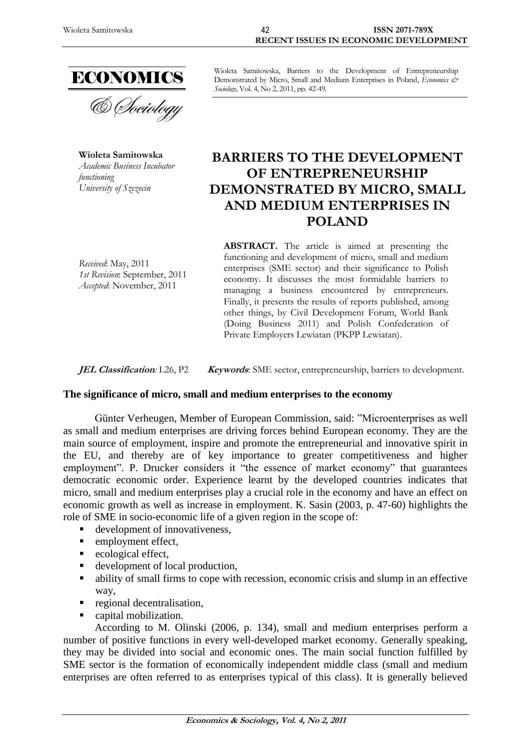Wioleta Samitowska, Barriers to the Development of Entrepreneurship Demonstrated by Micro, Small and Medium Enterprises in Poland, *Economics & Sociology*, Vol. 4, No 2, 2011, pp. 42-49.

**Wioleta Samitowska**
*Academic Business Incubator functioning*
*University of Szczecin*

# BARRIERS TO THE DEVELOPMENT OF ENTREPRENEURSHIP DEMONSTRATED BY MICRO, SMALL AND MEDIUM ENTERPRISES IN POLAND

*Received*: May, 2011
*1st Revision*: September, 2011
*Accepted*: November, 2011

**ABSTRACT.** The article is aimed at presenting the functioning and development of micro, small and medium enterprises (SME sector) and their significance to Polish economy. It discusses the most formidable barriers to managing a business encountered by entrepreneurs. Finally, it presents the results of reports published, among other things, by Civil Development Forum, World Bank (Doing Business 2011) and Polish Confederation of Private Employers Lewiatan (PKPP Lewiatan).

***JEL Classification:*** L26, P2 ***Keywords***: SME sector, entrepreneurship, barriers to development.

## The significance of micro, small and medium enterprises to the economy

Günter Verheugen, Member of European Commission, said: "Microenterprises as well as small and medium enterprises are driving forces behind European economy. They are the main source of employment, inspire and promote the entrepreneurial and innovative spirit in the EU, and thereby are of key importance to greater competitiveness and higher employment". P. Drucker considers it "the essence of market economy" that guarantees democratic economic order. Experience learnt by the developed countries indicates that micro, small and medium enterprises play a crucial role in the economy and have an effect on economic growth as well as increase in employment. K. Sasin (2003, p. 47-60) highlights the role of SME in socio-economic life of a given region in the scope of:

- development of innovativeness,
- employment effect,
- ecological effect,
- development of local production,
- ability of small firms to cope with recession, economic crisis and slump in an effective way,
- regional decentralisation,
- capital mobilization.

According to M. Olinski (2006, p. 134), small and medium enterprises perform a number of positive functions in every well-developed market economy. Generally speaking, they may be divided into social and economic ones. The main social function fulfilled by SME sector is the formation of economically independent middle class (small and medium enterprises are often referred to as enterprises typical of this class). It is generally believed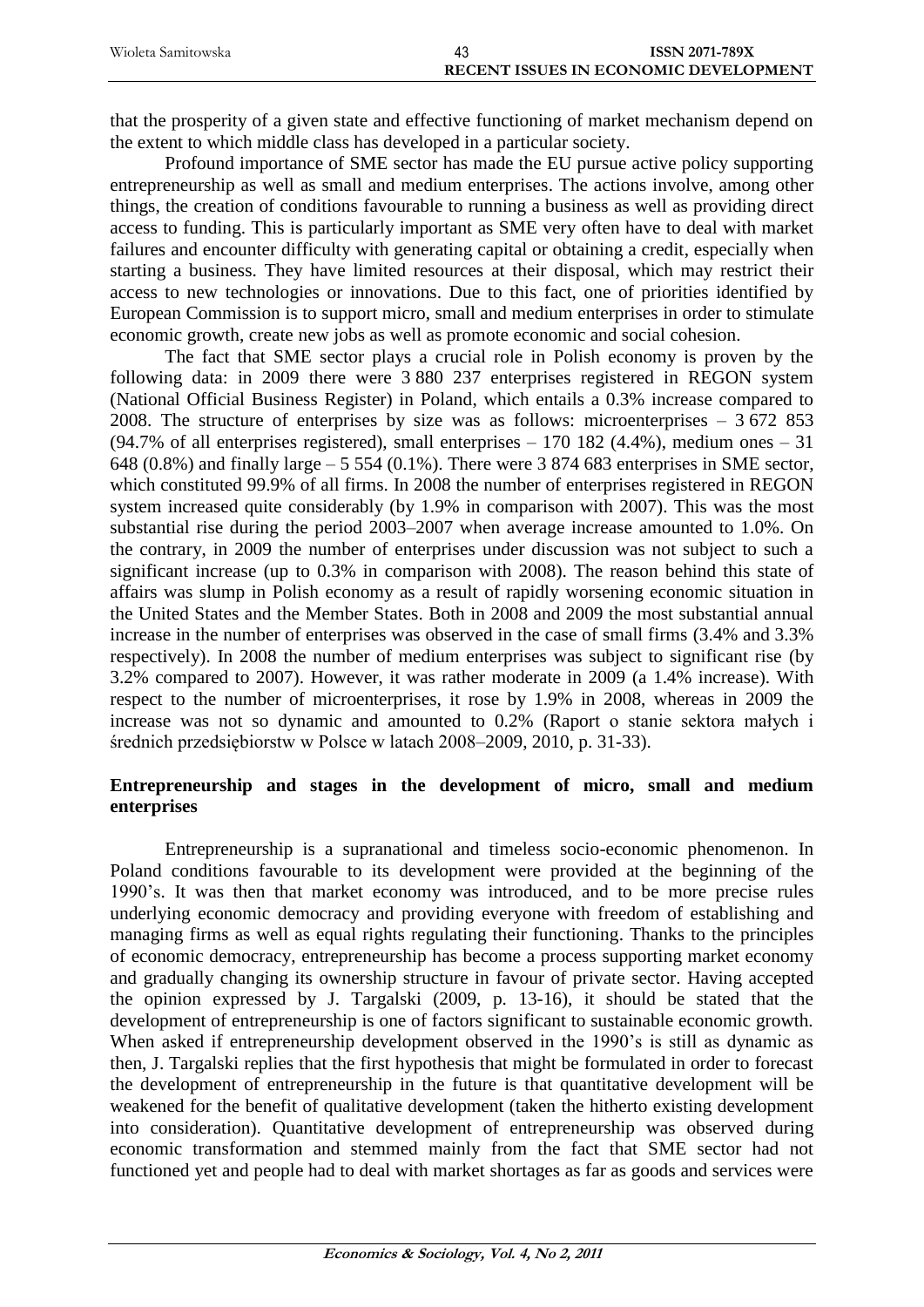that the prosperity of a given state and effective functioning of market mechanism depend on the extent to which middle class has developed in a particular society.

Profound importance of SME sector has made the EU pursue active policy supporting entrepreneurship as well as small and medium enterprises. The actions involve, among other things, the creation of conditions favourable to running a business as well as providing direct access to funding. This is particularly important as SME very often have to deal with market failures and encounter difficulty with generating capital or obtaining a credit, especially when starting a business. They have limited resources at their disposal, which may restrict their access to new technologies or innovations. Due to this fact, one of priorities identified by European Commission is to support micro, small and medium enterprises in order to stimulate economic growth, create new jobs as well as promote economic and social cohesion.

The fact that SME sector plays a crucial role in Polish economy is proven by the following data: in 2009 there were 3 880 237 enterprises registered in REGON system (National Official Business Register) in Poland, which entails a 0.3% increase compared to 2008. The structure of enterprises by size was as follows: microenterprises – 3 672 853 (94.7% of all enterprises registered), small enterprises – 170 182 (4.4%), medium ones – 31 648 (0.8%) and finally large – 5 554 (0.1%). There were 3 874 683 enterprises in SME sector, which constituted 99.9% of all firms. In 2008 the number of enterprises registered in REGON system increased quite considerably (by 1.9% in comparison with 2007). This was the most substantial rise during the period 2003–2007 when average increase amounted to 1.0%. On the contrary, in 2009 the number of enterprises under discussion was not subject to such a significant increase (up to 0.3% in comparison with 2008). The reason behind this state of affairs was slump in Polish economy as a result of rapidly worsening economic situation in the United States and the Member States. Both in 2008 and 2009 the most substantial annual increase in the number of enterprises was observed in the case of small firms (3.4% and 3.3% respectively). In 2008 the number of medium enterprises was subject to significant rise (by 3.2% compared to 2007). However, it was rather moderate in 2009 (a 1.4% increase). With respect to the number of microenterprises, it rose by 1.9% in 2008, whereas in 2009 the increase was not so dynamic and amounted to 0.2% (Raport o stanie sektora małych i średnich przedsiębiorstw w Polsce w latach 2008–2009, 2010, p. 31-33).

## Entrepreneurship and stages in the development of micro, small and medium enterprises

Entrepreneurship is a supranational and timeless socio-economic phenomenon. In Poland conditions favourable to its development were provided at the beginning of the 1990's. It was then that market economy was introduced, and to be more precise rules underlying economic democracy and providing everyone with freedom of establishing and managing firms as well as equal rights regulating their functioning. Thanks to the principles of economic democracy, entrepreneurship has become a process supporting market economy and gradually changing its ownership structure in favour of private sector. Having accepted the opinion expressed by J. Targalski (2009, p. 13-16), it should be stated that the development of entrepreneurship is one of factors significant to sustainable economic growth. When asked if entrepreneurship development observed in the 1990's is still as dynamic as then, J. Targalski replies that the first hypothesis that might be formulated in order to forecast the development of entrepreneurship in the future is that quantitative development will be weakened for the benefit of qualitative development (taken the hitherto existing development into consideration). Quantitative development of entrepreneurship was observed during economic transformation and stemmed mainly from the fact that SME sector had not functioned yet and people had to deal with market shortages as far as goods and services were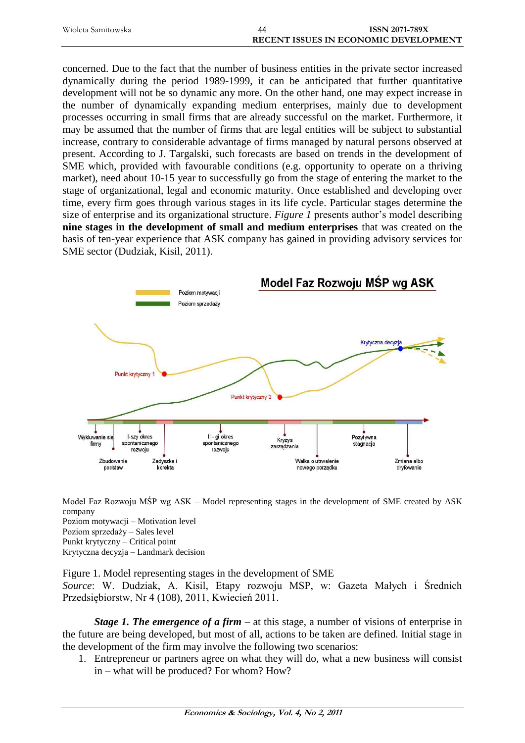concerned. Due to the fact that the number of business entities in the private sector increased dynamically during the period 1989-1999, it can be anticipated that further quantitative development will not be so dynamic any more. On the other hand, one may expect increase in the number of dynamically expanding medium enterprises, mainly due to development processes occurring in small firms that are already successful on the market. Furthermore, it may be assumed that the number of firms that are legal entities will be subject to substantial increase, contrary to considerable advantage of firms managed by natural persons observed at present. According to J. Targalski, such forecasts are based on trends in the development of SME which, provided with favourable conditions (e.g. opportunity to operate on a thriving market), need about 10-15 year to successfully go from the stage of entering the market to the stage of organizational, legal and economic maturity. Once established and developing over time, every firm goes through various stages in its life cycle. Particular stages determine the size of enterprise and its organizational structure. *Figure 1* presents author's model describing **nine stages in the development of small and medium enterprises** that was created on the basis of ten-year experience that ASK company has gained in providing advisory services for SME sector (Dudziak, Kisil, 2011).

Model Faz Rozwoju MŚP wg ASK – Model representing stages in the development of SME created by ASK company
Poziom motywacji – Motivation level
Poziom sprzedaży – Sales level
Punkt krytyczny – Critical point
Krytyczna decyzja – Landmark decision

Figure 1. Model representing stages in the development of SME
*Source*: W. Dudziak, A. Kisil, Etapy rozwoju MSP, w: Gazeta Małych i Średnich Przedsiębiorstw, Nr 4 (108), 2011, Kwiecień 2011.

***Stage 1. The emergence of a firm*** – at this stage, a number of visions of enterprise in the future are being developed, but most of all, actions to be taken are defined. Initial stage in the development of the firm may involve the following two scenarios:

1. Entrepreneur or partners agree on what they will do, what a new business will consist in – what will be produced? For whom? How?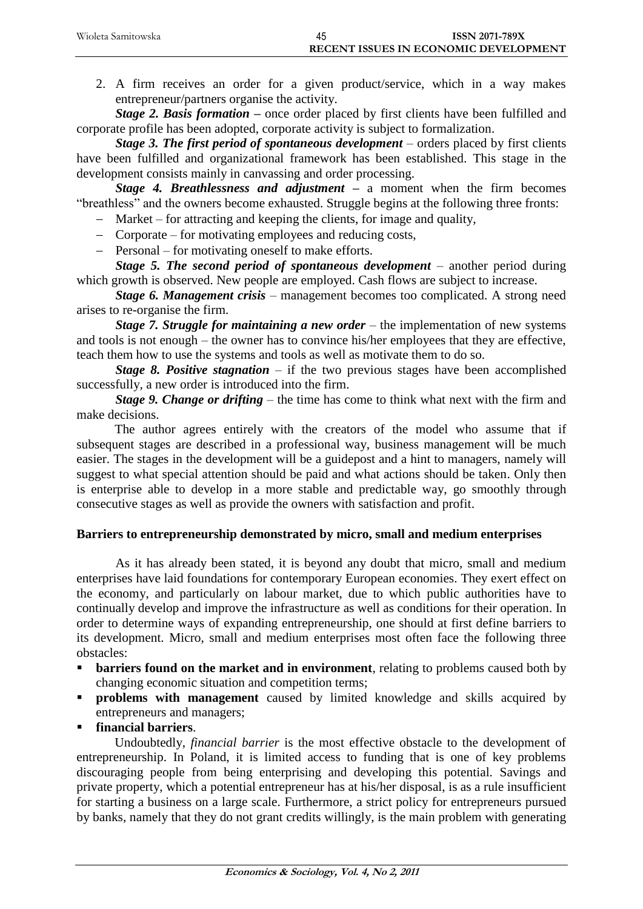2. A firm receives an order for a given product/service, which in a way makes entrepreneur/partners organise the activity.

***Stage 2. Basis formation –*** once order placed by first clients have been fulfilled and corporate profile has been adopted, corporate activity is subject to formalization.

***Stage 3. The first period of spontaneous development*** – orders placed by first clients have been fulfilled and organizational framework has been established. This stage in the development consists mainly in canvassing and order processing.

***Stage 4. Breathlessness and adjustment –*** a moment when the firm becomes "breathless" and the owners become exhausted. Struggle begins at the following three fronts:

- Market – for attracting and keeping the clients, for image and quality,
- Corporate – for motivating employees and reducing costs,
- Personal – for motivating oneself to make efforts.

***Stage 5. The second period of spontaneous development*** – another period during which growth is observed. New people are employed. Cash flows are subject to increase.

***Stage 6. Management crisis*** – management becomes too complicated. A strong need arises to re-organise the firm.

***Stage 7. Struggle for maintaining a new order*** – the implementation of new systems and tools is not enough – the owner has to convince his/her employees that they are effective, teach them how to use the systems and tools as well as motivate them to do so.

***Stage 8. Positive stagnation*** – if the two previous stages have been accomplished successfully, a new order is introduced into the firm.

***Stage 9. Change or drifting*** – the time has come to think what next with the firm and make decisions.

The author agrees entirely with the creators of the model who assume that if subsequent stages are described in a professional way, business management will be much easier. The stages in the development will be a guidepost and a hint to managers, namely will suggest to what special attention should be paid and what actions should be taken. Only then is enterprise able to develop in a more stable and predictable way, go smoothly through consecutive stages as well as provide the owners with satisfaction and profit.

## Barriers to entrepreneurship demonstrated by micro, small and medium enterprises

As it has already been stated, it is beyond any doubt that micro, small and medium enterprises have laid foundations for contemporary European economies. They exert effect on the economy, and particularly on labour market, due to which public authorities have to continually develop and improve the infrastructure as well as conditions for their operation. In order to determine ways of expanding entrepreneurship, one should at first define barriers to its development. Micro, small and medium enterprises most often face the following three obstacles:

- **barriers found on the market and in environment**, relating to problems caused both by changing economic situation and competition terms;
- **problems with management** caused by limited knowledge and skills acquired by entrepreneurs and managers;
- **financial barriers**.

Undoubtedly, *financial barrier* is the most effective obstacle to the development of entrepreneurship. In Poland, it is limited access to funding that is one of key problems discouraging people from being enterprising and developing this potential. Savings and private property, which a potential entrepreneur has at his/her disposal, is as a rule insufficient for starting a business on a large scale. Furthermore, a strict policy for entrepreneurs pursued by banks, namely that they do not grant credits willingly, is the main problem with generating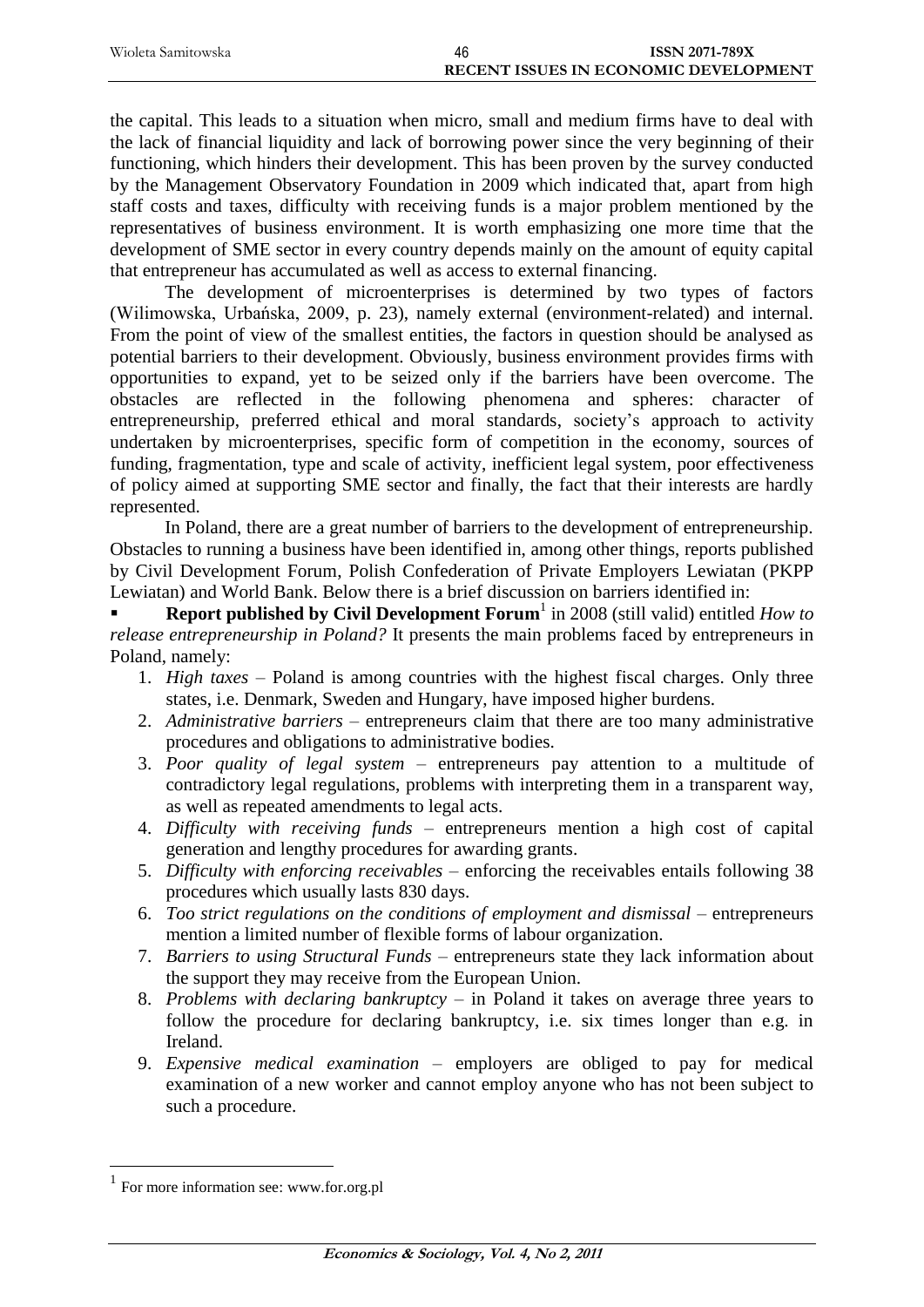the capital. This leads to a situation when micro, small and medium firms have to deal with the lack of financial liquidity and lack of borrowing power since the very beginning of their functioning, which hinders their development. This has been proven by the survey conducted by the Management Observatory Foundation in 2009 which indicated that, apart from high staff costs and taxes, difficulty with receiving funds is a major problem mentioned by the representatives of business environment. It is worth emphasizing one more time that the development of SME sector in every country depends mainly on the amount of equity capital that entrepreneur has accumulated as well as access to external financing.

The development of microenterprises is determined by two types of factors (Wilimowska, Urbańska, 2009, p. 23), namely external (environment-related) and internal. From the point of view of the smallest entities, the factors in question should be analysed as potential barriers to their development. Obviously, business environment provides firms with opportunities to expand, yet to be seized only if the barriers have been overcome. The obstacles are reflected in the following phenomena and spheres: character of entrepreneurship, preferred ethical and moral standards, society's approach to activity undertaken by microenterprises, specific form of competition in the economy, sources of funding, fragmentation, type and scale of activity, inefficient legal system, poor effectiveness of policy aimed at supporting SME sector and finally, the fact that their interests are hardly represented.

In Poland, there are a great number of barriers to the development of entrepreneurship. Obstacles to running a business have been identified in, among other things, reports published by Civil Development Forum, Polish Confederation of Private Employers Lewiatan (PKPP Lewiatan) and World Bank. Below there is a brief discussion on barriers identified in:

- **Report published by Civil Development Forum**[1] in 2008 (still valid) entitled *How to release entrepreneurship in Poland?* It presents the main problems faced by entrepreneurs in Poland, namely:
  1. *High taxes* – Poland is among countries with the highest fiscal charges. Only three states, i.e. Denmark, Sweden and Hungary, have imposed higher burdens.
  2. *Administrative barriers* – entrepreneurs claim that there are too many administrative procedures and obligations to administrative bodies.
  3. *Poor quality of legal system* – entrepreneurs pay attention to a multitude of contradictory legal regulations, problems with interpreting them in a transparent way, as well as repeated amendments to legal acts.
  4. *Difficulty with receiving funds* – entrepreneurs mention a high cost of capital generation and lengthy procedures for awarding grants.
  5. *Difficulty with enforcing receivables* – enforcing the receivables entails following 38 procedures which usually lasts 830 days.
  6. *Too strict regulations on the conditions of employment and dismissal* – entrepreneurs mention a limited number of flexible forms of labour organization.
  7. *Barriers to using Structural Funds* – entrepreneurs state they lack information about the support they may receive from the European Union.
  8. *Problems with declaring bankruptcy* – in Poland it takes on average three years to follow the procedure for declaring bankruptcy, i.e. six times longer than e.g. in Ireland.
  9. *Expensive medical examination* – employers are obliged to pay for medical examination of a new worker and cannot employ anyone who has not been subject to such a procedure.

[1] For more information see: www.for.org.pl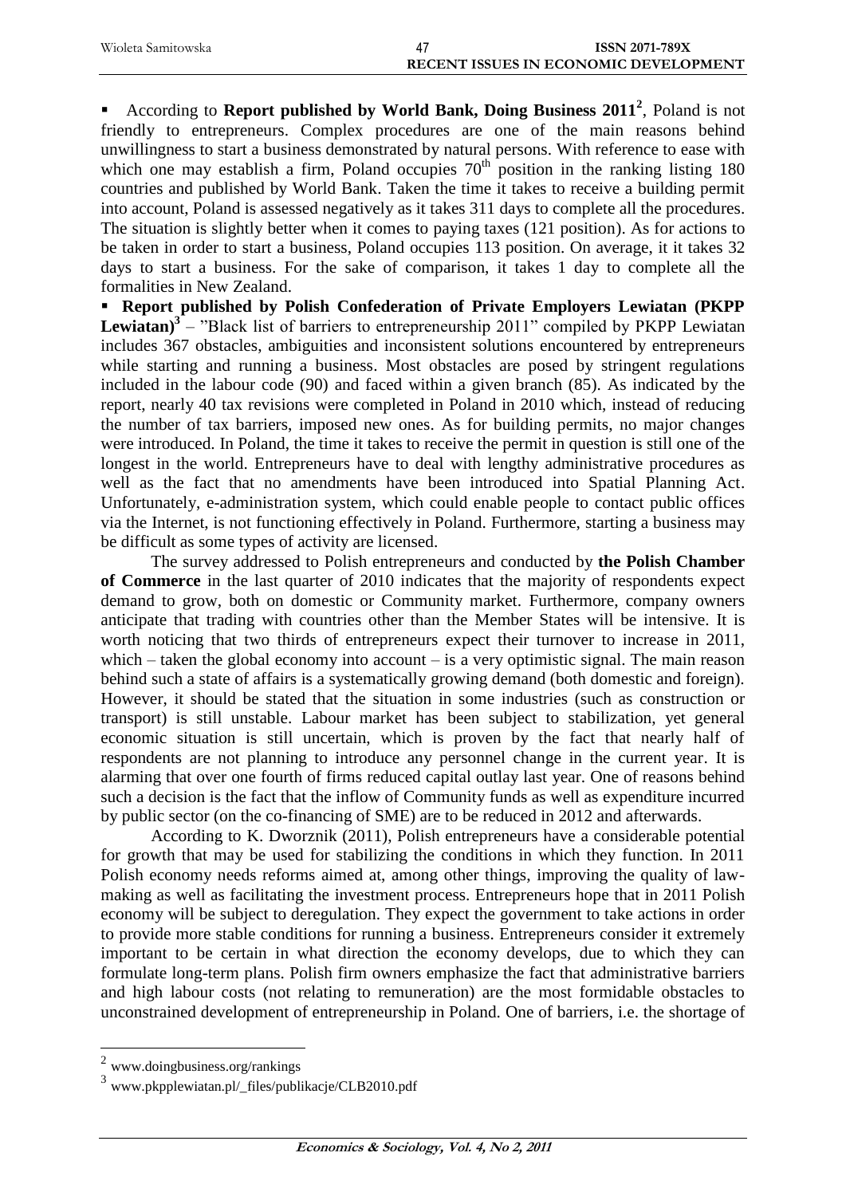- According to **Report published by World Bank, Doing Business 2011**[2], Poland is not friendly to entrepreneurs. Complex procedures are one of the main reasons behind unwillingness to start a business demonstrated by natural persons. With reference to ease with which one may establish a firm, Poland occupies 70$^{th}$ position in the ranking listing 180 countries and published by World Bank. Taken the time it takes to receive a building permit into account, Poland is assessed negatively as it takes 311 days to complete all the procedures. The situation is slightly better when it comes to paying taxes (121 position). As for actions to be taken in order to start a business, Poland occupies 113 position. On average, it it takes 32 days to start a business. For the sake of comparison, it takes 1 day to complete all the formalities in New Zealand.
- **Report published by Polish Confederation of Private Employers Lewiatan (PKPP Lewiatan)**[3] – "Black list of barriers to entrepreneurship 2011" compiled by PKPP Lewiatan includes 367 obstacles, ambiguities and inconsistent solutions encountered by entrepreneurs while starting and running a business. Most obstacles are posed by stringent regulations included in the labour code (90) and faced within a given branch (85). As indicated by the report, nearly 40 tax revisions were completed in Poland in 2010 which, instead of reducing the number of tax barriers, imposed new ones. As for building permits, no major changes were introduced. In Poland, the time it takes to receive the permit in question is still one of the longest in the world. Entrepreneurs have to deal with lengthy administrative procedures as well as the fact that no amendments have been introduced into Spatial Planning Act. Unfortunately, e-administration system, which could enable people to contact public offices via the Internet, is not functioning effectively in Poland. Furthermore, starting a business may be difficult as some types of activity are licensed.

The survey addressed to Polish entrepreneurs and conducted by **the Polish Chamber of Commerce** in the last quarter of 2010 indicates that the majority of respondents expect demand to grow, both on domestic or Community market. Furthermore, company owners anticipate that trading with countries other than the Member States will be intensive. It is worth noticing that two thirds of entrepreneurs expect their turnover to increase in 2011, which – taken the global economy into account – is a very optimistic signal. The main reason behind such a state of affairs is a systematically growing demand (both domestic and foreign). However, it should be stated that the situation in some industries (such as construction or transport) is still unstable. Labour market has been subject to stabilization, yet general economic situation is still uncertain, which is proven by the fact that nearly half of respondents are not planning to introduce any personnel change in the current year. It is alarming that over one fourth of firms reduced capital outlay last year. One of reasons behind such a decision is the fact that the inflow of Community funds as well as expenditure incurred by public sector (on the co-financing of SME) are to be reduced in 2012 and afterwards.

According to K. Dworznik (2011), Polish entrepreneurs have a considerable potential for growth that may be used for stabilizing the conditions in which they function. In 2011 Polish economy needs reforms aimed at, among other things, improving the quality of law-making as well as facilitating the investment process. Entrepreneurs hope that in 2011 Polish economy will be subject to deregulation. They expect the government to take actions in order to provide more stable conditions for running a business. Entrepreneurs consider it extremely important to be certain in what direction the economy develops, due to which they can formulate long-term plans. Polish firm owners emphasize the fact that administrative barriers and high labour costs (not relating to remuneration) are the most formidable obstacles to unconstrained development of entrepreneurship in Poland. One of barriers, i.e. the shortage of

---

[2] www.doingbusiness.org/rankings

[3] www.pkpplewiatan.pl/_files/publikacje/CLB2010.pdf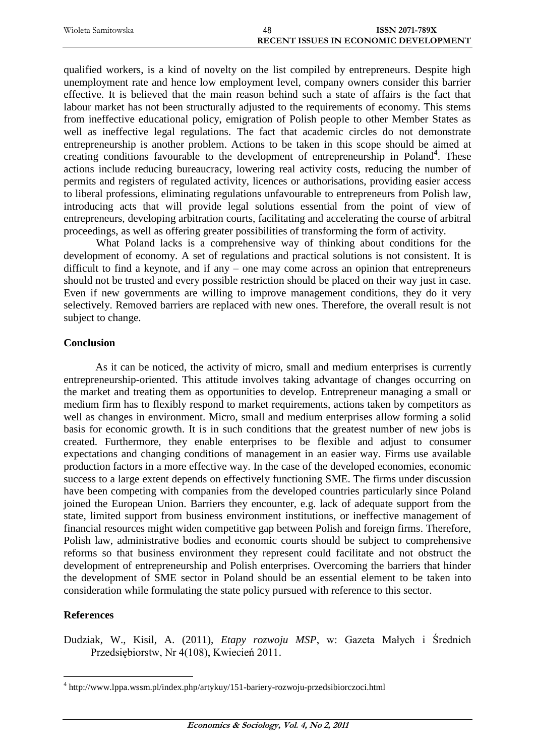qualified workers, is a kind of novelty on the list compiled by entrepreneurs. Despite high unemployment rate and hence low employment level, company owners consider this barrier effective. It is believed that the main reason behind such a state of affairs is the fact that labour market has not been structurally adjusted to the requirements of economy. This stems from ineffective educational policy, emigration of Polish people to other Member States as well as ineffective legal regulations. The fact that academic circles do not demonstrate entrepreneurship is another problem. Actions to be taken in this scope should be aimed at creating conditions favourable to the development of entrepreneurship in Poland[4]. These actions include reducing bureaucracy, lowering real activity costs, reducing the number of permits and registers of regulated activity, licences or authorisations, providing easier access to liberal professions, eliminating regulations unfavourable to entrepreneurs from Polish law, introducing acts that will provide legal solutions essential from the point of view of entrepreneurs, developing arbitration courts, facilitating and accelerating the course of arbitral proceedings, as well as offering greater possibilities of transforming the form of activity.

What Poland lacks is a comprehensive way of thinking about conditions for the development of economy. A set of regulations and practical solutions is not consistent. It is difficult to find a keynote, and if any – one may come across an opinion that entrepreneurs should not be trusted and every possible restriction should be placed on their way just in case. Even if new governments are willing to improve management conditions, they do it very selectively. Removed barriers are replaced with new ones. Therefore, the overall result is not subject to change.

## Conclusion

As it can be noticed, the activity of micro, small and medium enterprises is currently entrepreneurship-oriented. This attitude involves taking advantage of changes occurring on the market and treating them as opportunities to develop. Entrepreneur managing a small or medium firm has to flexibly respond to market requirements, actions taken by competitors as well as changes in environment. Micro, small and medium enterprises allow forming a solid basis for economic growth. It is in such conditions that the greatest number of new jobs is created. Furthermore, they enable enterprises to be flexible and adjust to consumer expectations and changing conditions of management in an easier way. Firms use available production factors in a more effective way. In the case of the developed economies, economic success to a large extent depends on effectively functioning SME. The firms under discussion have been competing with companies from the developed countries particularly since Poland joined the European Union. Barriers they encounter, e.g. lack of adequate support from the state, limited support from business environment institutions, or ineffective management of financial resources might widen competitive gap between Polish and foreign firms. Therefore, Polish law, administrative bodies and economic courts should be subject to comprehensive reforms so that business environment they represent could facilitate and not obstruct the development of entrepreneurship and Polish enterprises. Overcoming the barriers that hinder the development of SME sector in Poland should be an essential element to be taken into consideration while formulating the state policy pursued with reference to this sector.

## References

Dudziak, W., Kisil, A. (2011), *Etapy rozwoju MSP*, w: Gazeta Małych i Średnich Przedsiębiorstw, Nr 4(108), Kwiecień 2011.

---

[4] http://www.lppa.wssm.pl/index.php/artykuy/151-bariery-rozwoju-przedsibiorczoci.html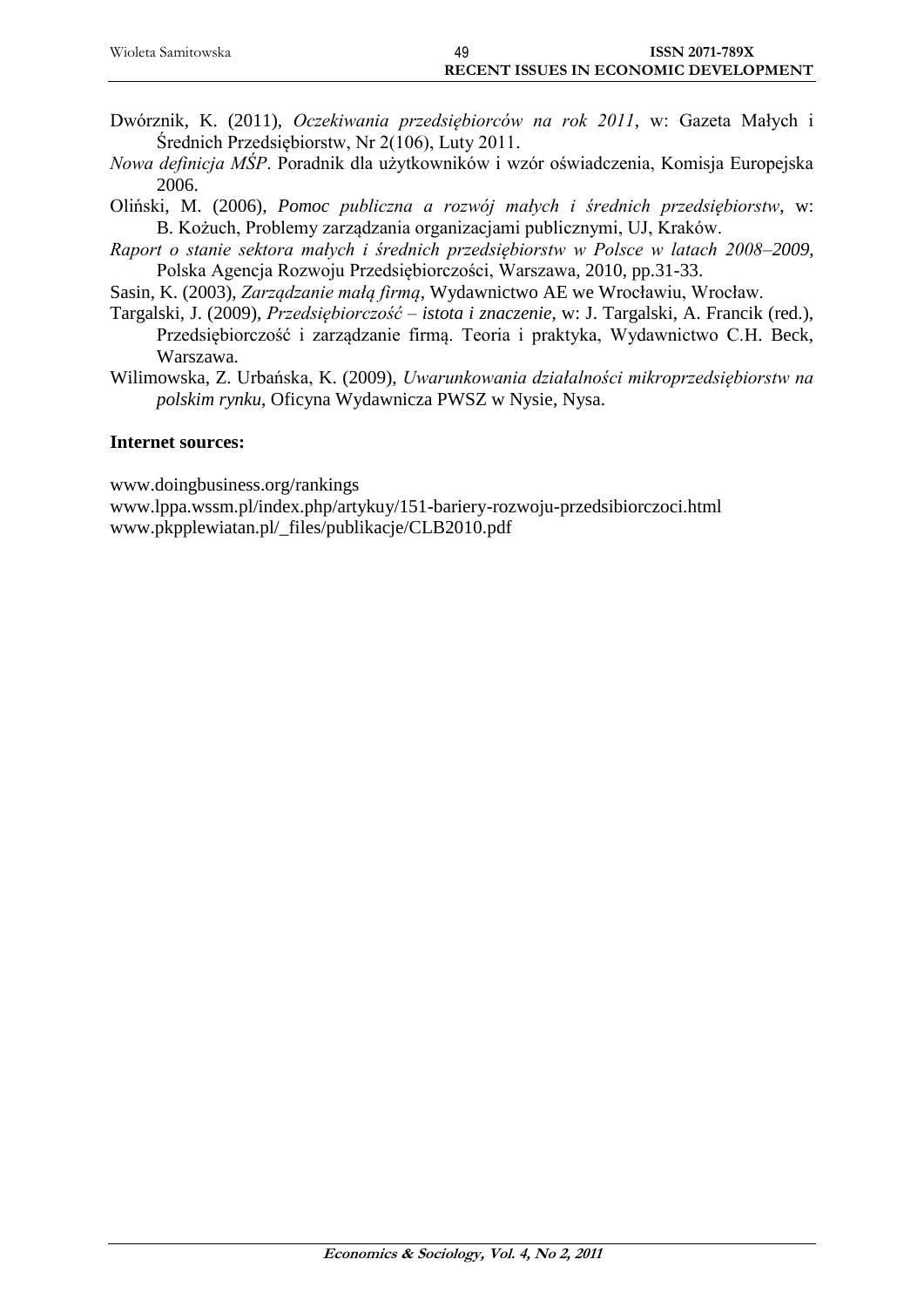Dwórznik, K. (2011), *Oczekiwania przedsiębiorców na rok 2011*, w: Gazeta Małych i Średnich Przedsiębiorstw, Nr 2(106), Luty 2011.

*Nowa definicja MŚP*. Poradnik dla użytkowników i wzór oświadczenia, Komisja Europejska 2006.

Oliński, M. (2006), *Pomoc publiczna a rozwój małych i średnich przedsiębiorstw*, w: B. Kożuch, Problemy zarządzania organizacjami publicznymi, UJ, Kraków.

*Raport o stanie sektora małych i średnich przedsiębiorstw w Polsce w latach 2008–2009*, Polska Agencja Rozwoju Przedsiębiorczości, Warszawa, 2010, pp.31-33.

Sasin, K. (2003), *Zarządzanie małą firmą*, Wydawnictwo AE we Wrocławiu, Wrocław.

Targalski, J. (2009), *Przedsiębiorczość – istota i znaczenie*, w: J. Targalski, A. Francik (red.), Przedsiębiorczość i zarządzanie firmą. Teoria i praktyka, Wydawnictwo C.H. Beck, Warszawa.

Wilimowska, Z. Urbańska, K. (2009), *Uwarunkowania działalności mikroprzedsiębiorstw na polskim rynku*, Oficyna Wydawnicza PWSZ w Nysie, Nysa.

**Internet sources:**

www.doingbusiness.org/rankings

www.lppa.wssm.pl/index.php/artykuy/151-bariery-rozwoju-przedsibiorczoci.html

www.pkpplewiatan.pl/_files/publikacje/CLB2010.pdf